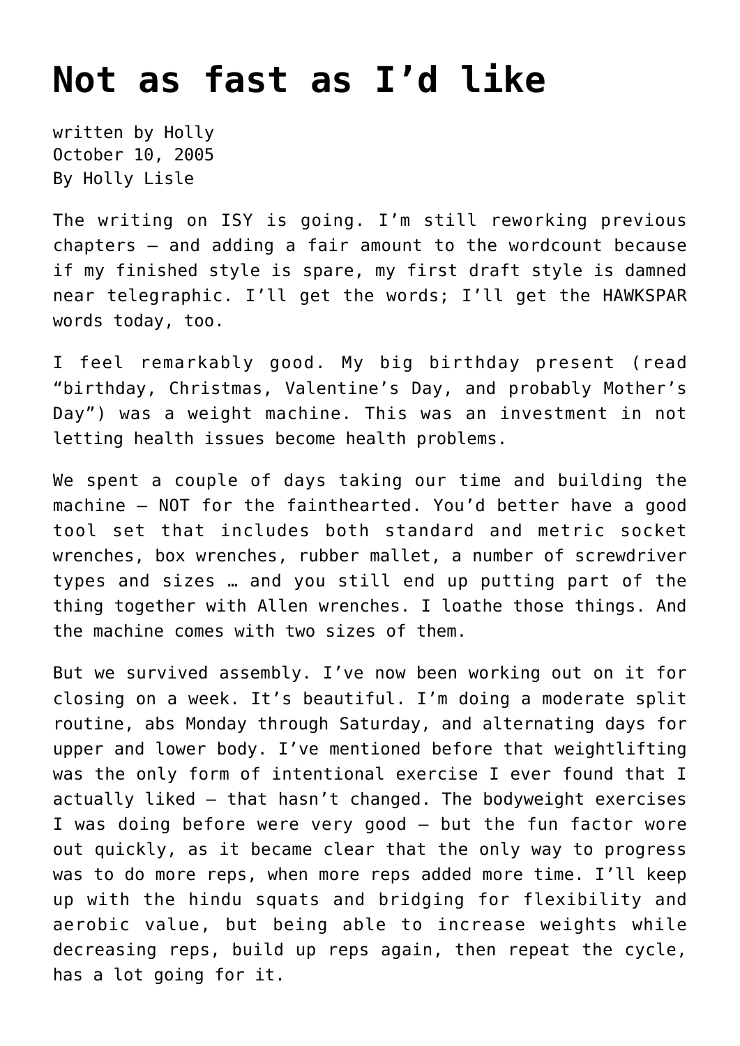# Not as fast as I'd like

written by Holly
October 10, 2005
By Holly Lisle

The writing on ISY is going. I'm still reworking previous chapters — and adding a fair amount to the wordcount because if my finished style is spare, my first draft style is damned near telegraphic. I'll get the words; I'll get the HAWKSPAR words today, too.

I feel remarkably good. My big birthday present (read "birthday, Christmas, Valentine's Day, and probably Mother's Day") was a weight machine. This was an investment in not letting health issues become health problems.

We spent a couple of days taking our time and building the machine — NOT for the fainthearted. You'd better have a good tool set that includes both standard and metric socket wrenches, box wrenches, rubber mallet, a number of screwdriver types and sizes … and you still end up putting part of the thing together with Allen wrenches. I loathe those things. And the machine comes with two sizes of them.

But we survived assembly. I've now been working out on it for closing on a week. It's beautiful. I'm doing a moderate split routine, abs Monday through Saturday, and alternating days for upper and lower body. I've mentioned before that weightlifting was the only form of intentional exercise I ever found that I actually liked — that hasn't changed. The bodyweight exercises I was doing before were very good — but the fun factor wore out quickly, as it became clear that the only way to progress was to do more reps, when more reps added more time. I'll keep up with the hindu squats and bridging for flexibility and aerobic value, but being able to increase weights while decreasing reps, build up reps again, then repeat the cycle, has a lot going for it.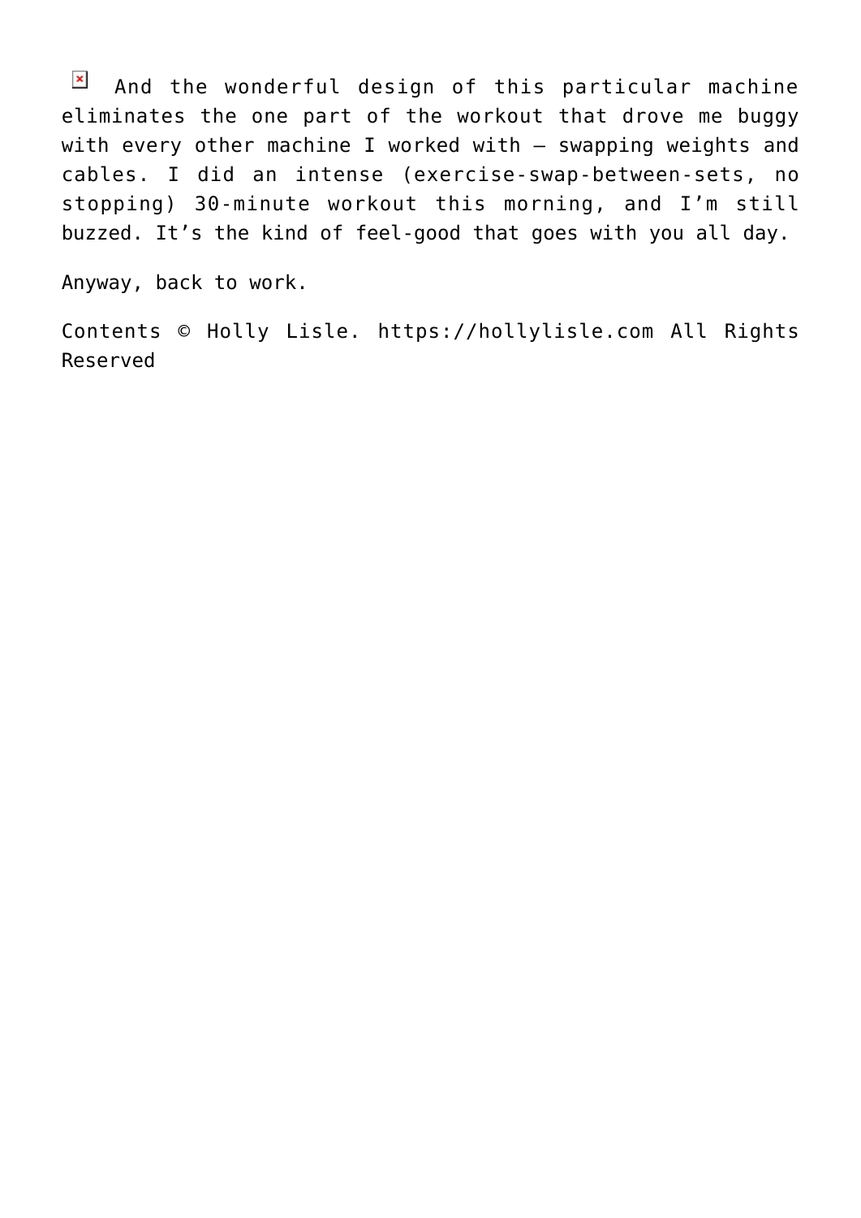And the wonderful design of this particular machine eliminates the one part of the workout that drove me buggy with every other machine I worked with — swapping weights and cables. I did an intense (exercise-swap-between-sets, no stopping) 30-minute workout this morning, and I'm still buzzed. It's the kind of feel-good that goes with you all day.

Anyway, back to work.

Contents © Holly Lisle. https://hollylisle.com All Rights Reserved